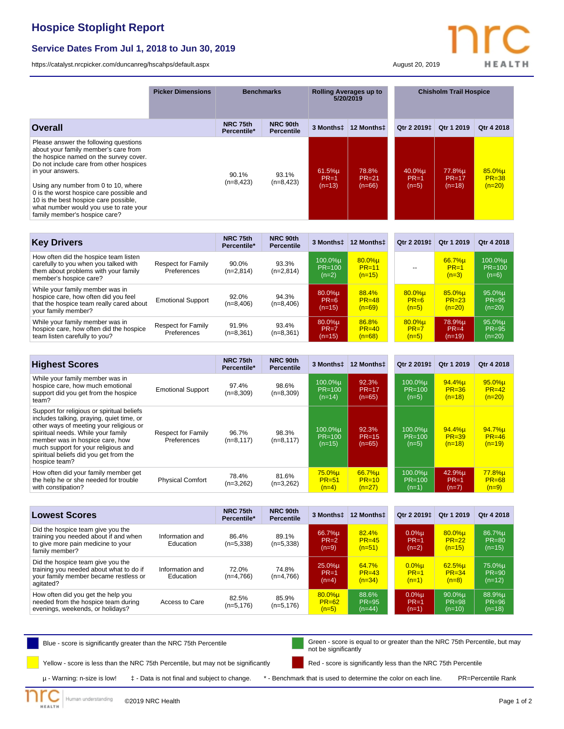# Hospice Stoplight Report

## Service Dates From Jul 1, 2018 to Jun 30, 2019

https://catalyst.nrcpicker.com/duncanreg/hscahps/default.aspx

August 20, 2019

NRC HEALTH

| | Picker Dimensions | Benchmarks | | Rolling Averages up to 5/20/2019 | | Chisholm Trail Hospice | | |
|---|---|---|---|---|---|---|---|---|
| **Overall** | | NRC 75th Percentile* | NRC 90th Percentile | 3 Months‡ | 12 Months‡ | Qtr 2 2019‡ | Qtr 1 2019 | Qtr 4 2018 |
| Please answer the following questions about your family member's care from the hospice named on the survey cover. Do not include care from other hospices in your answers. Using any number from 0 to 10, where 0 is the worst hospice care possible and 10 is the best hospice care possible, what number would you use to rate your family member's hospice care? | | 90.1% (n=8,423) | 93.1% (n=8,423) | 61.5%µ PR=1 (n=13) | 78.8% PR=21 (n=66) | 40.0%µ PR=1 (n=5) | 77.8%µ PR=17 (n=18) | 85.0%µ PR=38 (n=20) |

| **Key Drivers** | | NRC 75th Percentile* | NRC 90th Percentile | 3 Months‡ | 12 Months‡ | Qtr 2 2019‡ | Qtr 1 2019 | Qtr 4 2018 |
|---|---|---|---|---|---|---|---|---|
| How often did the hospice team listen carefully to you when you talked with them about problems with your family member's hospice care? | Respect for Family Preferences | 90.0% (n=2,814) | 93.3% (n=2,814) | 100.0%µ PR=100 (n=2) | 80.0%µ PR=11 (n=15) | -- | 66.7%µ PR=1 (n=3) | 100.0%µ PR=100 (n=6) |
| While your family member was in hospice care, how often did you feel that the hospice team really cared about your family member? | Emotional Support | 92.0% (n=8,406) | 94.3% (n=8,406) | 80.0%µ PR=6 (n=15) | 88.4% PR=48 (n=69) | 80.0%µ PR=6 (n=5) | 85.0%µ PR=23 (n=20) | 95.0%µ PR=95 (n=20) |
| While your family member was in hospice care, how often did the hospice team listen carefully to you? | Respect for Family Preferences | 91.9% (n=8,361) | 93.4% (n=8,361) | 80.0%µ PR=7 (n=15) | 86.8% PR=40 (n=68) | 80.0%µ PR=7 (n=5) | 78.9%µ PR=4 (n=19) | 95.0%µ PR=95 (n=20) |

| **Highest Scores** | | NRC 75th Percentile* | NRC 90th Percentile | 3 Months‡ | 12 Months‡ | Qtr 2 2019‡ | Qtr 1 2019 | Qtr 4 2018 |
|---|---|---|---|---|---|---|---|---|
| While your family member was in hospice care, how much emotional support did you get from the hospice team? | Emotional Support | 97.4% (n=8,309) | 98.6% (n=8,309) | 100.0%µ PR=100 (n=14) | 92.3% PR=17 (n=65) | 100.0%µ PR=100 (n=5) | 94.4%µ PR=36 (n=18) | 95.0%µ PR=42 (n=20) |
| Support for religious or spiritual beliefs includes talking, praying, quiet time, or other ways of meeting your religious or spiritual needs. While your family member was in hospice care, how much support for your religious and spiritual beliefs did you get from the hospice team? | Respect for Family Preferences | 96.7% (n=8,117) | 98.3% (n=8,117) | 100.0%µ PR=100 (n=15) | 92.3% PR=15 (n=65) | 100.0%µ PR=100 (n=5) | 94.4%µ PR=39 (n=18) | 94.7%µ PR=46 (n=19) |
| How often did your family member get the help he or she needed for trouble with constipation? | Physical Comfort | 78.4% (n=3,262) | 81.6% (n=3,262) | 75.0%µ PR=51 (n=4) | 66.7%µ PR=10 (n=27) | 100.0%µ PR=100 (n=1) | 42.9%µ PR=1 (n=7) | 77.8%µ PR=68 (n=9) |

| **Lowest Scores** | | NRC 75th Percentile* | NRC 90th Percentile | 3 Months‡ | 12 Months‡ | Qtr 2 2019‡ | Qtr 1 2019 | Qtr 4 2018 |
|---|---|---|---|---|---|---|---|---|
| Did the hospice team give you the training you needed about if and when to give more pain medicine to your family member? | Information and Education | 86.4% (n=5,338) | 89.1% (n=5,338) | 66.7%µ PR=2 (n=9) | 82.4% PR=45 (n=51) | 0.0%µ PR=1 (n=2) | 80.0%µ PR=22 (n=15) | 86.7%µ PR=80 (n=15) |
| Did the hospice team give you the training you needed about what to do if your family member became restless or agitated? | Information and Education | 72.0% (n=4,766) | 74.8% (n=4,766) | 25.0%µ PR=1 (n=4) | 64.7% PR=43 (n=34) | 0.0%µ PR=1 (n=1) | 62.5%µ PR=34 (n=8) | 75.0%µ PR=90 (n=12) |
| How often did you get the help you needed from the hospice team during evenings, weekends, or holidays? | Access to Care | 82.5% (n=5,176) | 85.9% (n=5,176) | 80.0%µ PR=62 (n=5) | 88.6% PR=95 (n=44) | 0.0%µ PR=1 (n=1) | 90.0%µ PR=98 (n=10) | 88.9%µ PR=96 (n=18) |

Blue - score is significantly greater than the NRC 75th Percentile

Green - score is equal to or greater than the NRC 75th Percentile, but may not be significantly

Yellow - score is less than the NRC 75th Percentile, but may not be significantly

Red - score is significantly less than the NRC 75th Percentile

µ - Warning: n-size is low! ‡ - Data is not final and subject to change. * - Benchmark that is used to determine the color on each line. PR=Percentile Rank

©2019 NRC Health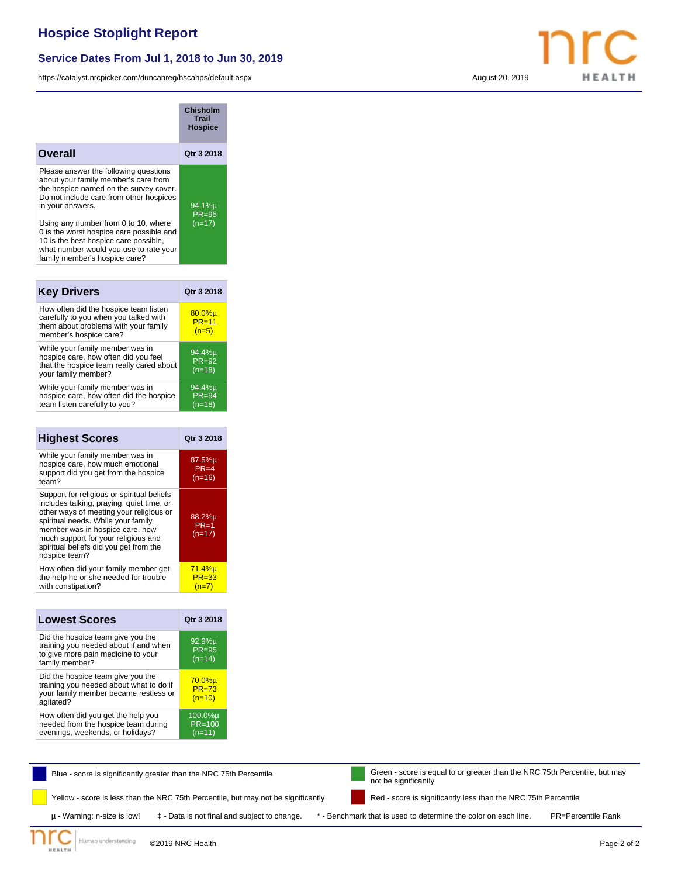# Hospice Stoplight Report

## Service Dates From Jul 1, 2018 to Jun 30, 2019

https://catalyst.nrcpicker.com/duncanreg/hscahps/default.aspx

August 20, 2019

| | Chisholm Trail Hospice |
|---|---|
| **Overall** | **Qtr 3 2018** |
| Please answer the following questions about your family member's care from the hospice named on the survey cover. Do not include care from other hospices in your answers. Using any number from 0 to 10, where 0 is the worst hospice care possible and 10 is the best hospice care possible, what number would you use to rate your family member's hospice care? | 94.1%µ PR=95 (n=17) |

| **Key Drivers** | **Qtr 3 2018** |
|---|---|
| How often did the hospice team listen carefully to you when you talked with them about problems with your family member's hospice care? | 80.0%µ PR=11 (n=5) |
| While your family member was in hospice care, how often did you feel that the hospice team really cared about your family member? | 94.4%µ PR=92 (n=18) |
| While your family member was in hospice care, how often did the hospice team listen carefully to you? | 94.4%µ PR=94 (n=18) |

| **Highest Scores** | **Qtr 3 2018** |
|---|---|
| While your family member was in hospice care, how much emotional support did you get from the hospice team? | 87.5%µ PR=4 (n=16) |
| Support for religious or spiritual beliefs includes talking, praying, quiet time, or other ways of meeting your religious or spiritual needs. While your family member was in hospice care, how much support for your religious and spiritual beliefs did you get from the hospice team? | 88.2%µ PR=1 (n=17) |
| How often did your family member get the help he or she needed for trouble with constipation? | 71.4%µ PR=33 (n=7) |

| **Lowest Scores** | **Qtr 3 2018** |
|---|---|
| Did the hospice team give you the training you needed about if and when to give more pain medicine to your family member? | 92.9%µ PR=95 (n=14) |
| Did the hospice team give you the training you needed about what to do if your family member became restless or agitated? | 70.0%µ PR=73 (n=10) |
| How often did you get the help you needed from the hospice team during evenings, weekends, or holidays? | 100.0%µ PR=100 (n=11) |

Blue - score is significantly greater than the NRC 75th Percentile

Green - score is equal to or greater than the NRC 75th Percentile, but may not be significantly

Yellow - score is less than the NRC 75th Percentile, but may not be significantly

Red - score is significantly less than the NRC 75th Percentile

µ - Warning: n-size is low! ‡ - Data is not final and subject to change. * - Benchmark that is used to determine the color on each line. PR=Percentile Rank

Human understanding

©2019 NRC Health